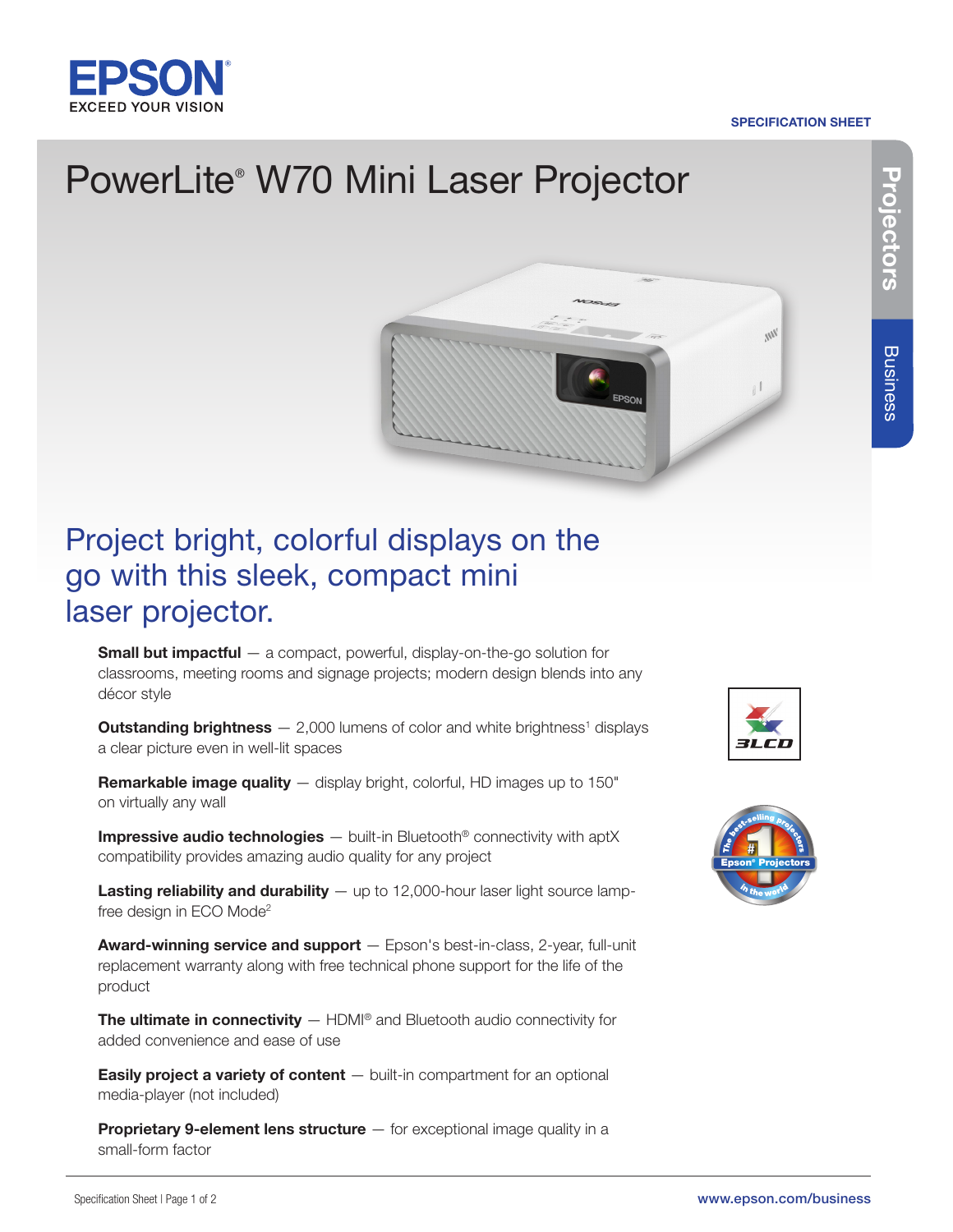# PowerLite® W70 Mini Laser Projector

## Project bright, colorful displays on the go with this sleek, compact mini laser projector.

**Small but impactful** — a compact, powerful, display-on-the-go solution for classrooms, meeting rooms and signage projects; modern design blends into any décor style

**Outstanding brightness** — 2,000 lumens of color and white brightness[1] displays a clear picture even in well-lit spaces

**Remarkable image quality** — display bright, colorful, HD images up to 150" on virtually any wall

**Impressive audio technologies** — built-in Bluetooth® connectivity with aptX compatibility provides amazing audio quality for any project

**Lasting reliability and durability** — up to 12,000-hour laser light source lamp-free design in ECO Mode[2]

**Award-winning service and support** — Epson's best-in-class, 2-year, full-unit replacement warranty along with free technical phone support for the life of the product

**The ultimate in connectivity** — HDMI® and Bluetooth audio connectivity for added convenience and ease of use

**Easily project a variety of content** — built-in compartment for an optional media-player (not included)

**Proprietary 9-element lens structure** — for exceptional image quality in a small-form factor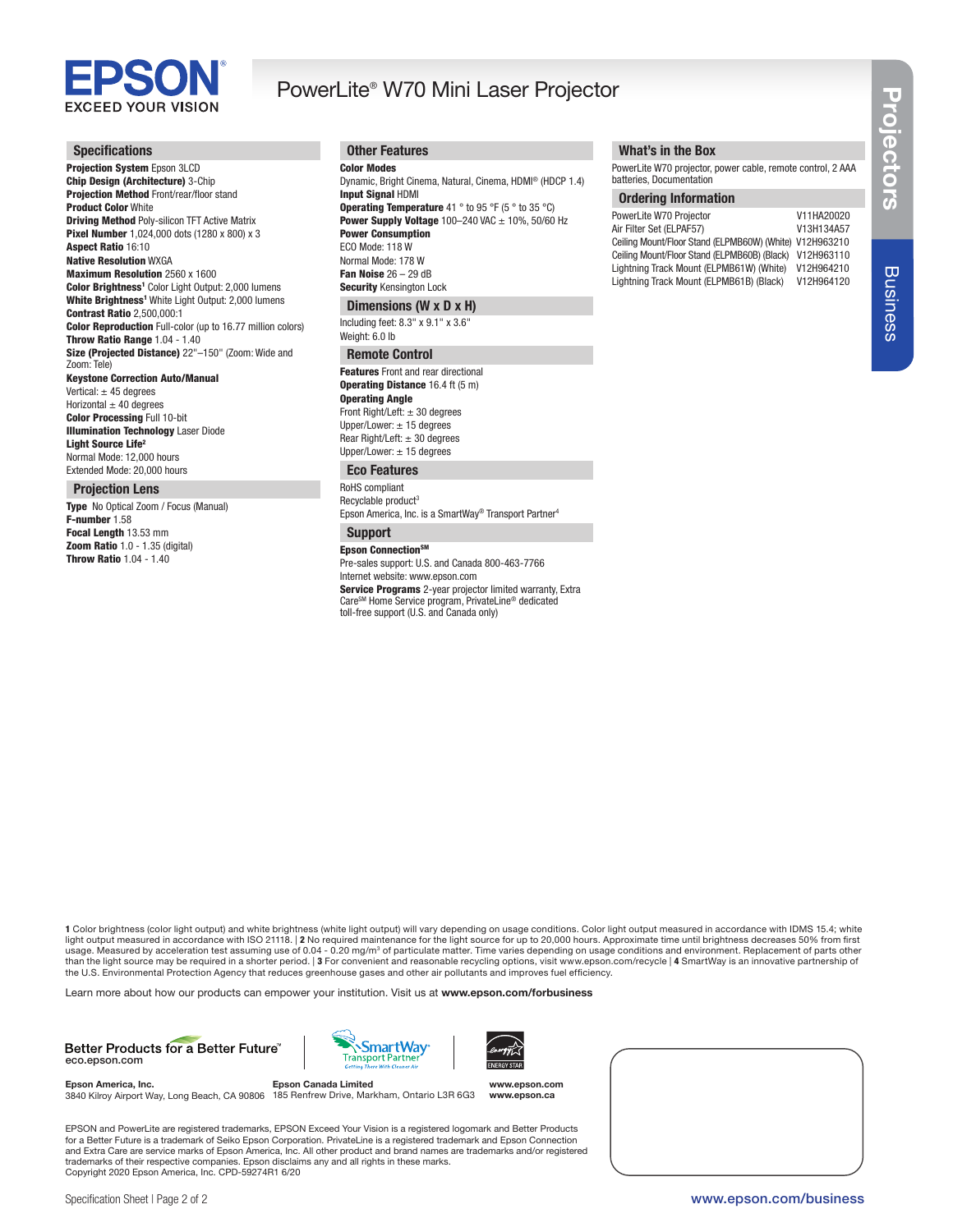# PowerLite® W70 Mini Laser Projector

## Specifications

**Projection System** Epson 3LCD
**Chip Design (Architecture)** 3-Chip
**Projection Method** Front/rear/floor stand
**Product Color** White
**Driving Method** Poly-silicon TFT Active Matrix
**Pixel Number** 1,024,000 dots (1280 x 800) x 3
**Aspect Ratio** 16:10
**Native Resolution** WXGA
**Maximum Resolution** 2560 x 1600
**Color Brightness**[1] Color Light Output: 2,000 lumens
**White Brightness**[1] White Light Output: 2,000 lumens
**Contrast Ratio** 2,500,000:1
**Color Reproduction** Full-color (up to 16.77 million colors)
**Throw Ratio Range** 1.04 - 1.40
**Size (Projected Distance)** 22"–150" (Zoom: Wide and Zoom: Tele)
**Keystone Correction Auto/Manual**
Vertical: ± 45 degrees
Horizontal ± 40 degrees
**Color Processing** Full 10-bit
**Illumination Technology** Laser Diode
**Light Source Life**[2]
Normal Mode: 12,000 hours
Extended Mode: 20,000 hours

## Projection Lens

**Type** No Optical Zoom / Focus (Manual)
**F-number** 1.58
**Focal Length** 13.53 mm
**Zoom Ratio** 1.0 - 1.35 (digital)
**Throw Ratio** 1.04 - 1.40

## Other Features

**Color Modes**
Dynamic, Bright Cinema, Natural, Cinema, HDMI® (HDCP 1.4)
**Input Signal** HDMI
**Operating Temperature** 41 ° to 95 °F (5 ° to 35 °C)
**Power Supply Voltage** 100–240 VAC ± 10%, 50/60 Hz
**Power Consumption**
ECO Mode: 118 W
Normal Mode: 178 W
**Fan Noise** 26 – 29 dB
**Security** Kensington Lock

## Dimensions (W x D x H)

Including feet: 8.3" x 9.1" x 3.6"
Weight: 6.0 lb

## Remote Control

**Features** Front and rear directional
**Operating Distance** 16.4 ft (5 m)
**Operating Angle**
Front Right/Left: ± 30 degrees
Upper/Lower: ± 15 degrees
Rear Right/Left: ± 30 degrees
Upper/Lower: ± 15 degrees

## Eco Features

RoHS compliant
Recyclable product[3]
Epson America, Inc. is a SmartWay® Transport Partner[4]

## Support

**Epson Connection℠**
Pre-sales support: U.S. and Canada 800-463-7766
Internet website: www.epson.com
**Service Programs** 2-year projector limited warranty, Extra Care℠ Home Service program, PrivateLine® dedicated toll-free support (U.S. and Canada only)

## What's in the Box

PowerLite W70 projector, power cable, remote control, 2 AAA batteries, Documentation

## Ordering Information

| | |
|---|---|
| PowerLite W70 Projector | V11HA20020 |
| Air Filter Set (ELPAF57) | V13H134A57 |
| Ceiling Mount/Floor Stand (ELPMB60W) (White) | V12H963210 |
| Ceiling Mount/Floor Stand (ELPMB60B) (Black) | V12H963110 |
| Lightning Track Mount (ELPMB61W) (White) | V12H964210 |
| Lightning Track Mount (ELPMB61B) (Black) | V12H964120 |

**1** Color brightness (color light output) and white brightness (white light output) will vary depending on usage conditions. Color light output measured in accordance with IDMS 15.4; white light output measured in accordance with ISO 21118. | **2** No required maintenance for the light source for up to 20,000 hours. Approximate time until brightness decreases 50% from first usage. Measured by acceleration test assuming use of 0.04 - 0.20 mg/m³ of particulate matter. Time varies depending on usage conditions and environment. Replacement of parts other than the light source may be required in a shorter period. | **3** For convenient and reasonable recycling options, visit www.epson.com/recycle | **4** SmartWay is an innovative partnership of the U.S. Environmental Protection Agency that reduces greenhouse gases and other air pollutants and improves fuel efficiency.

Learn more about how our products can empower your institution. Visit us at **www.epson.com/forbusiness**

Better Products for a Better Future™
eco.epson.com

**Epson America, Inc.**
3840 Kilroy Airport Way, Long Beach, CA 90806

**Epson Canada Limited**
185 Renfrew Drive, Markham, Ontario L3R 6G3

**www.epson.com**
**www.epson.ca**

EPSON and PowerLite are registered trademarks, EPSON Exceed Your Vision is a registered logomark and Better Products for a Better Future is a trademark of Seiko Epson Corporation. PrivateLine is a registered trademark and Epson Connection and Extra Care are service marks of Epson America, Inc. All other product and brand names are trademarks and/or registered trademarks of their respective companies. Epson disclaims any and all rights in these marks.
Copyright 2020 Epson America, Inc. CPD-59274R1 6/20